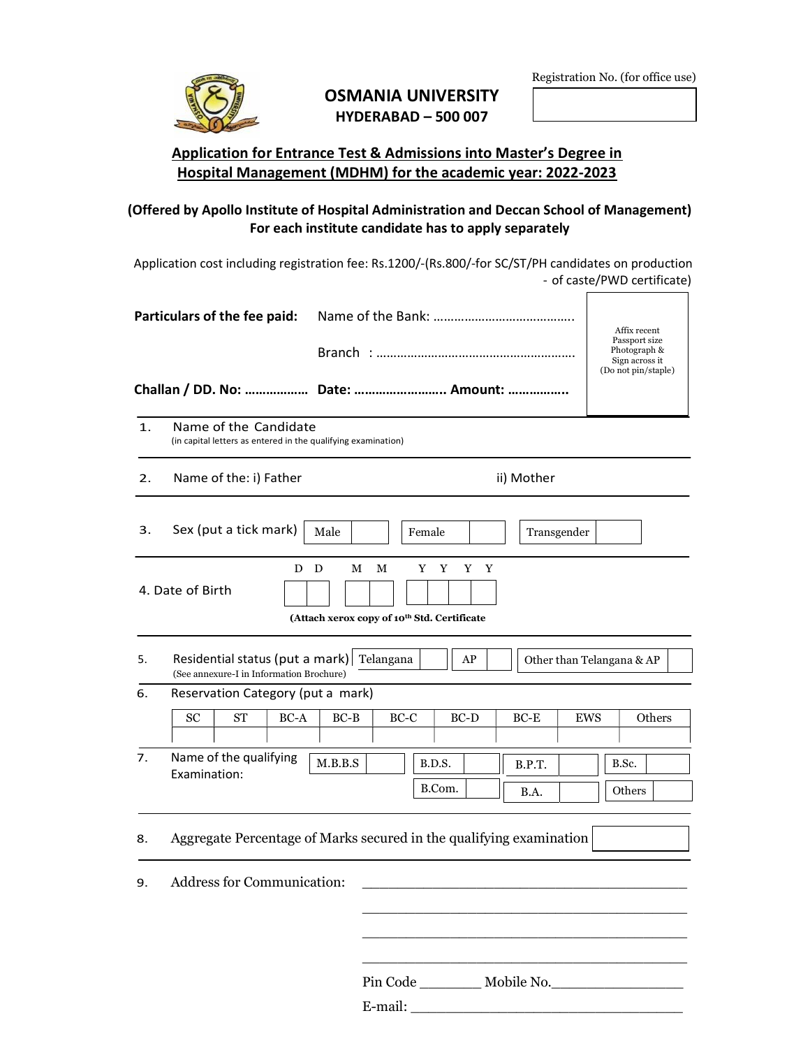Registration No. (for office use)

# OSMANIA UNIVERSITY

## HYDERABAD – 500 007

## Application for Entrance Test & Admissions into Master's Degree in Hospital Management (MDHM) for the academic year: 2022-2023

**(Offered by Apollo Institute of Hospital Administration and Deccan School of Management)**
**For each institute candidate has to apply separately**

Application cost including registration fee: Rs.1200/-(Rs.800/-for SC/ST/PH candidates on production - of caste/PWD certificate)

**Particulars of the fee paid:** Name of the Bank: ………………………………….

Branch : ………………………………………………….

**Challan / DD. No: ……………… Date: …………………….. Amount: ……………..**

Affix recent Passport size Photograph & Sign across it (Do not pin/staple)

1. Name of the Candidate
(in capital letters as entered in the qualifying examination)

2. Name of the: i) Father ii) Mother

3. Sex (put a tick mark)

| Male | | Female | | Transgender | |
|---|---|---|---|---|---|

4. Date of Birth

| D | D | M | M | Y | Y | Y | Y |
|---|---|---|---|---|---|---|---|
| | | | | | | | |

**(Attach xerox copy of 10th Std. Certificate**

5. Residential status (put a mark)
(See annexure-I in Information Brochure)

| Telangana | | AP | | Other than Telangana & AP | |
|---|---|---|---|---|---|

6. Reservation Category (put a mark)

| SC | ST | BC-A | BC-B | BC-C | BC-D | BC-E | EWS | Others |
|---|---|---|---|---|---|---|---|---|
| | | | | | | | | |

7. Name of the qualifying Examination:

| M.B.B.S | | B.D.S. | | B.P.T. | | B.Sc. | |
|---|---|---|---|---|---|---|---|
| | | B.Com. | | B.A. | | Others | |

8. Aggregate Percentage of Marks secured in the qualifying examination

9. Address for Communication: ________________________________________

________________________________________

________________________________________

________________________________________

Pin Code ________ Mobile No.________________

E-mail: __________________________________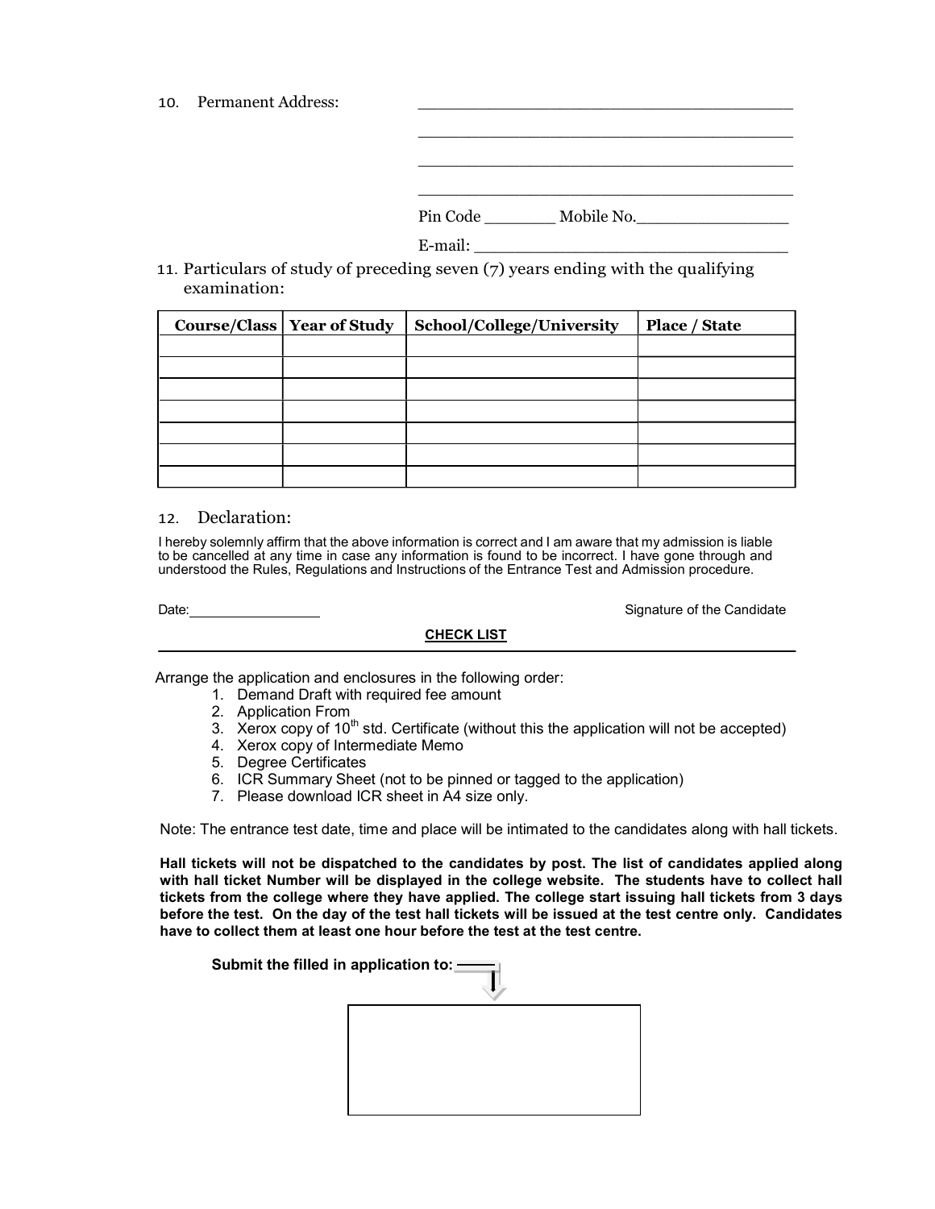10. Permanent Address: \_\_\_\_\_\_\_\_\_\_\_\_\_\_\_\_\_\_\_\_\_\_\_\_\_\_\_\_\_\_\_\_\_\_\_\_\_\_

\_\_\_\_\_\_\_\_\_\_\_\_\_\_\_\_\_\_\_\_\_\_\_\_\_\_\_\_\_\_\_\_\_\_\_\_\_\_

\_\_\_\_\_\_\_\_\_\_\_\_\_\_\_\_\_\_\_\_\_\_\_\_\_\_\_\_\_\_\_\_\_\_\_\_\_\_

\_\_\_\_\_\_\_\_\_\_\_\_\_\_\_\_\_\_\_\_\_\_\_\_\_\_\_\_\_\_\_\_\_\_\_\_\_\_

Pin Code \_\_\_\_\_\_\_ Mobile No.\_\_\_\_\_\_\_\_\_\_\_\_\_\_\_

E-mail: \_\_\_\_\_\_\_\_\_\_\_\_\_\_\_\_\_\_\_\_\_\_\_\_\_\_\_\_\_\_

11. Particulars of study of preceding seven (7) years ending with the qualifying examination:

| Course/Class | Year of Study | School/College/University | Place / State |
|---|---|---|---|
| | | | |
| | | | |
| | | | |
| | | | |
| | | | |
| | | | |
| | | | |

12. Declaration:

I hereby solemnly affirm that the above information is correct and I am aware that my admission is liable to be cancelled at any time in case any information is found to be incorrect. I have gone through and understood the Rules, Regulations and Instructions of the Entrance Test and Admission procedure.

Date: \_\_\_\_\_\_\_\_\_\_\_\_\_\_\_ Signature of the Candidate

**CHECK LIST**

Arrange the application and enclosures in the following order:

1. Demand Draft with required fee amount
2. Application From
3. Xerox copy of 10th std. Certificate (without this the application will not be accepted)
4. Xerox copy of Intermediate Memo
5. Degree Certificates
6. ICR Summary Sheet (not to be pinned or tagged to the application)
7. Please download ICR sheet in A4 size only.

Note: The entrance test date, time and place will be intimated to the candidates along with hall tickets.

**Hall tickets will not be dispatched to the candidates by post. The list of candidates applied along with hall ticket Number will be displayed in the college website. The students have to collect hall tickets from the college where they have applied. The college start issuing hall tickets from 3 days before the test. On the day of the test hall tickets will be issued at the test centre only. Candidates have to collect them at least one hour before the test at the test centre.**

**Submit the filled in application to:**